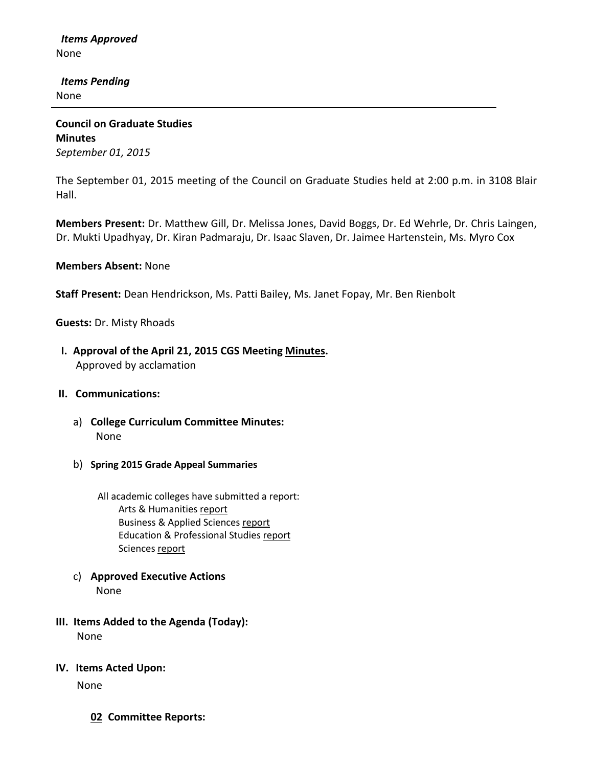***Items Approved***

None

***Items Pending***

None

---

**Council on Graduate Studies**
**Minutes**
*September 01, 2015*

The September 01, 2015 meeting of the Council on Graduate Studies held at 2:00 p.m. in 3108 Blair Hall.

**Members Present:** Dr. Matthew Gill, Dr. Melissa Jones, David Boggs, Dr. Ed Wehrle, Dr. Chris Laingen, Dr. Mukti Upadhyay, Dr. Kiran Padmaraju, Dr. Isaac Slaven, Dr. Jaimee Hartenstein, Ms. Myro Cox

**Members Absent:** None

**Staff Present:** Dean Hendrickson, Ms. Patti Bailey, Ms. Janet Fopay, Mr. Ben Rienbolt

**Guests:** Dr. Misty Rhoads

**I. Approval of the April 21, 2015 CGS Meeting Minutes.**

Approved by acclamation

**II. Communications:**

a) **College Curriculum Committee Minutes:**

None

b) **Spring 2015 Grade Appeal Summaries**

All academic colleges have submitted a report:

- Arts & Humanities report
- Business & Applied Sciences report
- Education & Professional Studies report
- Sciences report

c) **Approved Executive Actions**

None

**III. Items Added to the Agenda (Today):**

None

**IV. Items Acted Upon:**

None

**02 Committee Reports:**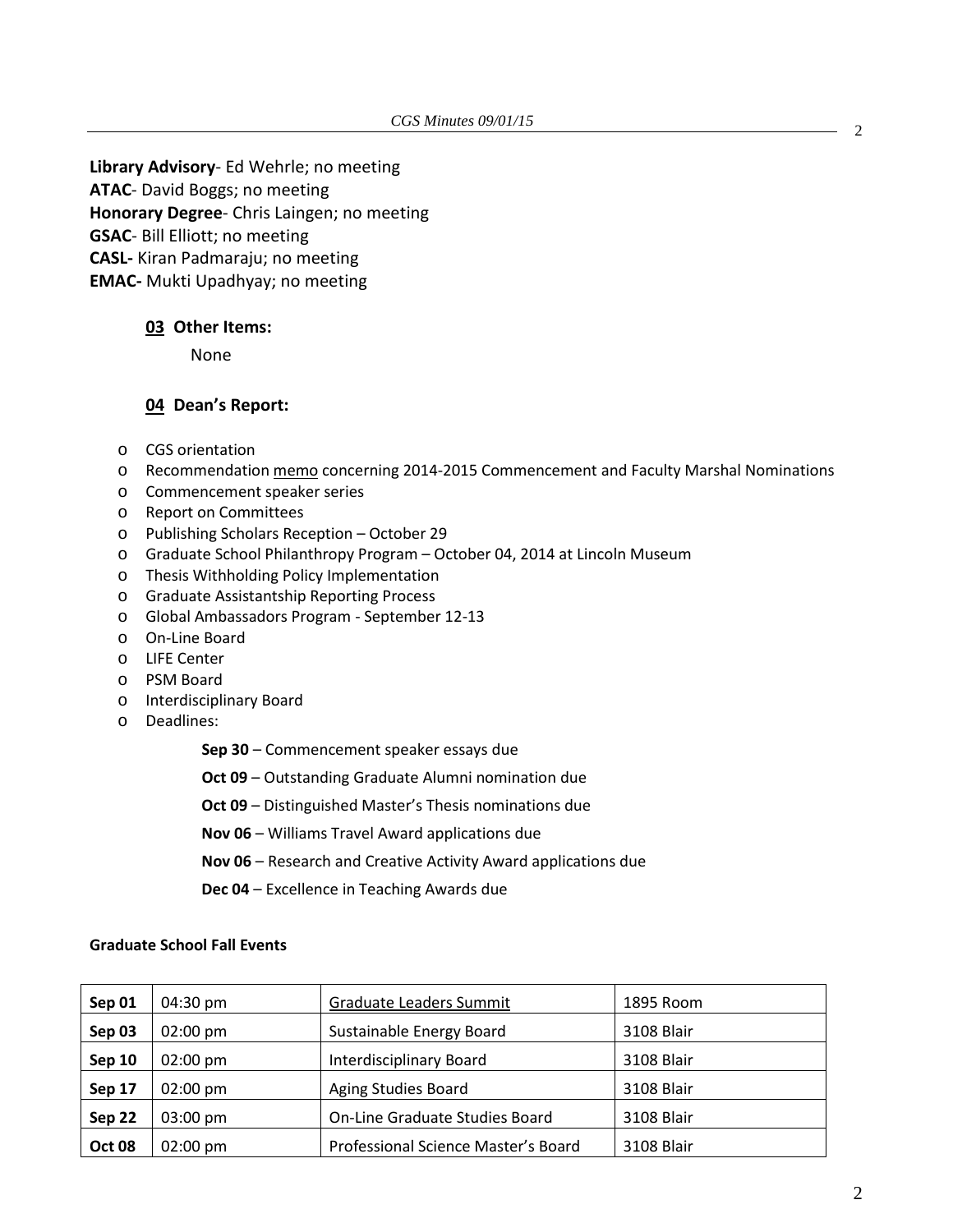**Library Advisory**- Ed Wehrle; no meeting
**ATAC**- David Boggs; no meeting
**Honorary Degree**- Chris Laingen; no meeting
**GSAC**- Bill Elliott; no meeting
**CASL-** Kiran Padmaraju; no meeting
**EMAC-** Mukti Upadhyay; no meeting

### 03 Other Items:

None

### 04 Dean's Report:

- CGS orientation
- Recommendation memo concerning 2014-2015 Commencement and Faculty Marshal Nominations
- Commencement speaker series
- Report on Committees
- Publishing Scholars Reception – October 29
- Graduate School Philanthropy Program – October 04, 2014 at Lincoln Museum
- Thesis Withholding Policy Implementation
- Graduate Assistantship Reporting Process
- Global Ambassadors Program - September 12-13
- On-Line Board
- LIFE Center
- PSM Board
- Interdisciplinary Board
- Deadlines:

  **Sep 30** – Commencement speaker essays due

  **Oct 09** – Outstanding Graduate Alumni nomination due

  **Oct 09** – Distinguished Master's Thesis nominations due

  **Nov 06** – Williams Travel Award applications due

  **Nov 06** – Research and Creative Activity Award applications due

  **Dec 04** – Excellence in Teaching Awards due

**Graduate School Fall Events**

| | | | |
|---|---|---|---|
| **Sep 01** | 04:30 pm | Graduate Leaders Summit | 1895 Room |
| **Sep 03** | 02:00 pm | Sustainable Energy Board | 3108 Blair |
| **Sep 10** | 02:00 pm | Interdisciplinary Board | 3108 Blair |
| **Sep 17** | 02:00 pm | Aging Studies Board | 3108 Blair |
| **Sep 22** | 03:00 pm | On-Line Graduate Studies Board | 3108 Blair |
| **Oct 08** | 02:00 pm | Professional Science Master's Board | 3108 Blair |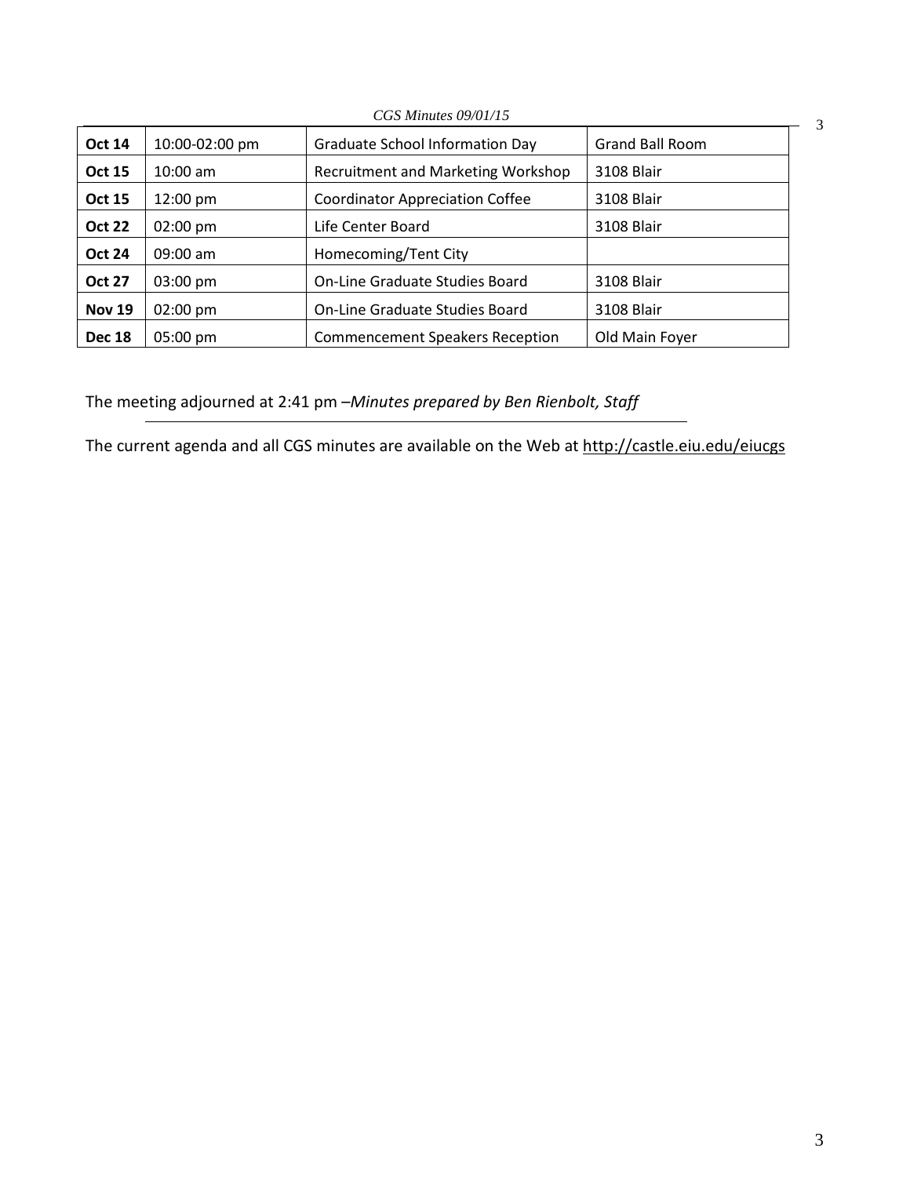| | | | |
|---|---|---|---|
| **Oct 14** | 10:00-02:00 pm | Graduate School Information Day | Grand Ball Room |
| **Oct 15** | 10:00 am | Recruitment and Marketing Workshop | 3108 Blair |
| **Oct 15** | 12:00 pm | Coordinator Appreciation Coffee | 3108 Blair |
| **Oct 22** | 02:00 pm | Life Center Board | 3108 Blair |
| **Oct 24** | 09:00 am | Homecoming/Tent City | |
| **Oct 27** | 03:00 pm | On-Line Graduate Studies Board | 3108 Blair |
| **Nov 19** | 02:00 pm | On-Line Graduate Studies Board | 3108 Blair |
| **Dec 18** | 05:00 pm | Commencement Speakers Reception | Old Main Foyer |

The meeting adjourned at 2:41 pm –*Minutes prepared by Ben Rienbolt, Staff*

---

The current agenda and all CGS minutes are available on the Web at http://castle.eiu.edu/eiucgs